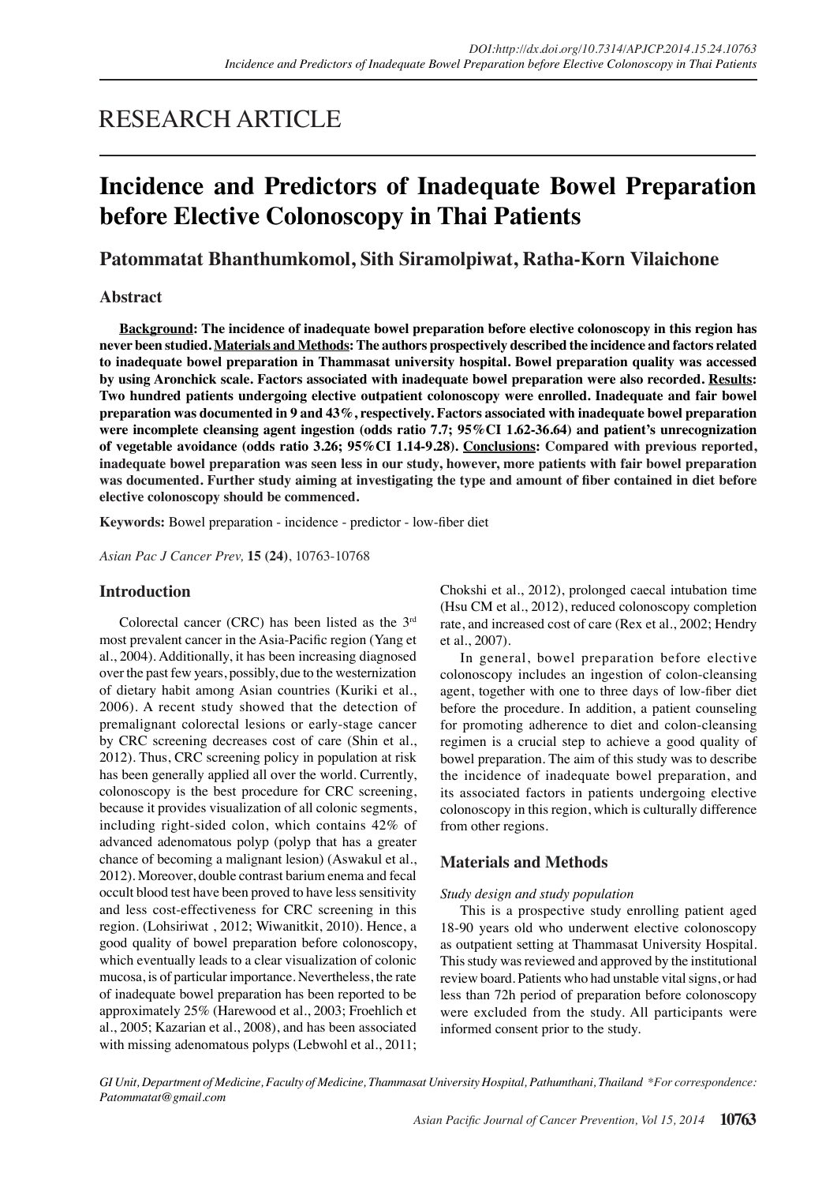# RESEARCH ARTICLE

# Incidence and Predictors of Inadequate Bowel Preparation before Elective Colonoscopy in Thai Patients

## Patommatat Bhanthumkomol, Sith Siramolpiwat, Ratha-Korn Vilaichone

### Abstract

**Background: The incidence of inadequate bowel preparation before elective colonoscopy in this region has never been studied. Materials and Methods: The authors prospectively described the incidence and factors related to inadequate bowel preparation in Thammasat university hospital. Bowel preparation quality was accessed by using Aronchick scale. Factors associated with inadequate bowel preparation were also recorded. Results: Two hundred patients undergoing elective outpatient colonoscopy were enrolled. Inadequate and fair bowel preparation was documented in 9 and 43%, respectively. Factors associated with inadequate bowel preparation were incomplete cleansing agent ingestion (odds ratio 7.7; 95%CI 1.62-36.64) and patient's unrecognization of vegetable avoidance (odds ratio 3.26; 95%CI 1.14-9.28). Conclusions: Compared with previous reported, inadequate bowel preparation was seen less in our study, however, more patients with fair bowel preparation was documented. Further study aiming at investigating the type and amount of fiber contained in diet before elective colonoscopy should be commenced.**

**Keywords:** Bowel preparation - incidence - predictor - low-fiber diet

*Asian Pac J Cancer Prev,* **15 (24)**, 10763-10768

## Introduction

Colorectal cancer (CRC) has been listed as the 3[rd] most prevalent cancer in the Asia-Pacific region (Yang et al., 2004). Additionally, it has been increasing diagnosed over the past few years, possibly, due to the westernization of dietary habit among Asian countries (Kuriki et al., 2006). A recent study showed that the detection of premalignant colorectal lesions or early-stage cancer by CRC screening decreases cost of care (Shin et al., 2012). Thus, CRC screening policy in population at risk has been generally applied all over the world. Currently, colonoscopy is the best procedure for CRC screening, because it provides visualization of all colonic segments, including right-sided colon, which contains 42% of advanced adenomatous polyp (polyp that has a greater chance of becoming a malignant lesion) (Aswakul et al., 2012). Moreover, double contrast barium enema and fecal occult blood test have been proved to have less sensitivity and less cost-effectiveness for CRC screening in this region. (Lohsiriwat , 2012; Wiwanitkit, 2010). Hence, a good quality of bowel preparation before colonoscopy, which eventually leads to a clear visualization of colonic mucosa, is of particular importance. Nevertheless, the rate of inadequate bowel preparation has been reported to be approximately 25% (Harewood et al., 2003; Froehlich et al., 2005; Kazarian et al., 2008), and has been associated with missing adenomatous polyps (Lebwohl et al., 2011; Chokshi et al., 2012), prolonged caecal intubation time (Hsu CM et al., 2012), reduced colonoscopy completion rate, and increased cost of care (Rex et al., 2002; Hendry et al., 2007).

In general, bowel preparation before elective colonoscopy includes an ingestion of colon-cleansing agent, together with one to three days of low-fiber diet before the procedure. In addition, a patient counseling for promoting adherence to diet and colon-cleansing regimen is a crucial step to achieve a good quality of bowel preparation. The aim of this study was to describe the incidence of inadequate bowel preparation, and its associated factors in patients undergoing elective colonoscopy in this region, which is culturally difference from other regions.

## Materials and Methods

*Study design and study population*

This is a prospective study enrolling patient aged 18-90 years old who underwent elective colonoscopy as outpatient setting at Thammasat University Hospital. This study was reviewed and approved by the institutional review board. Patients who had unstable vital signs, or had less than 72h period of preparation before colonoscopy were excluded from the study. All participants were informed consent prior to the study.

*GI Unit, Department of Medicine, Faculty of Medicine, Thammasat University Hospital, Pathumthani, Thailand \*For correspondence: Patommatat@gmail.com*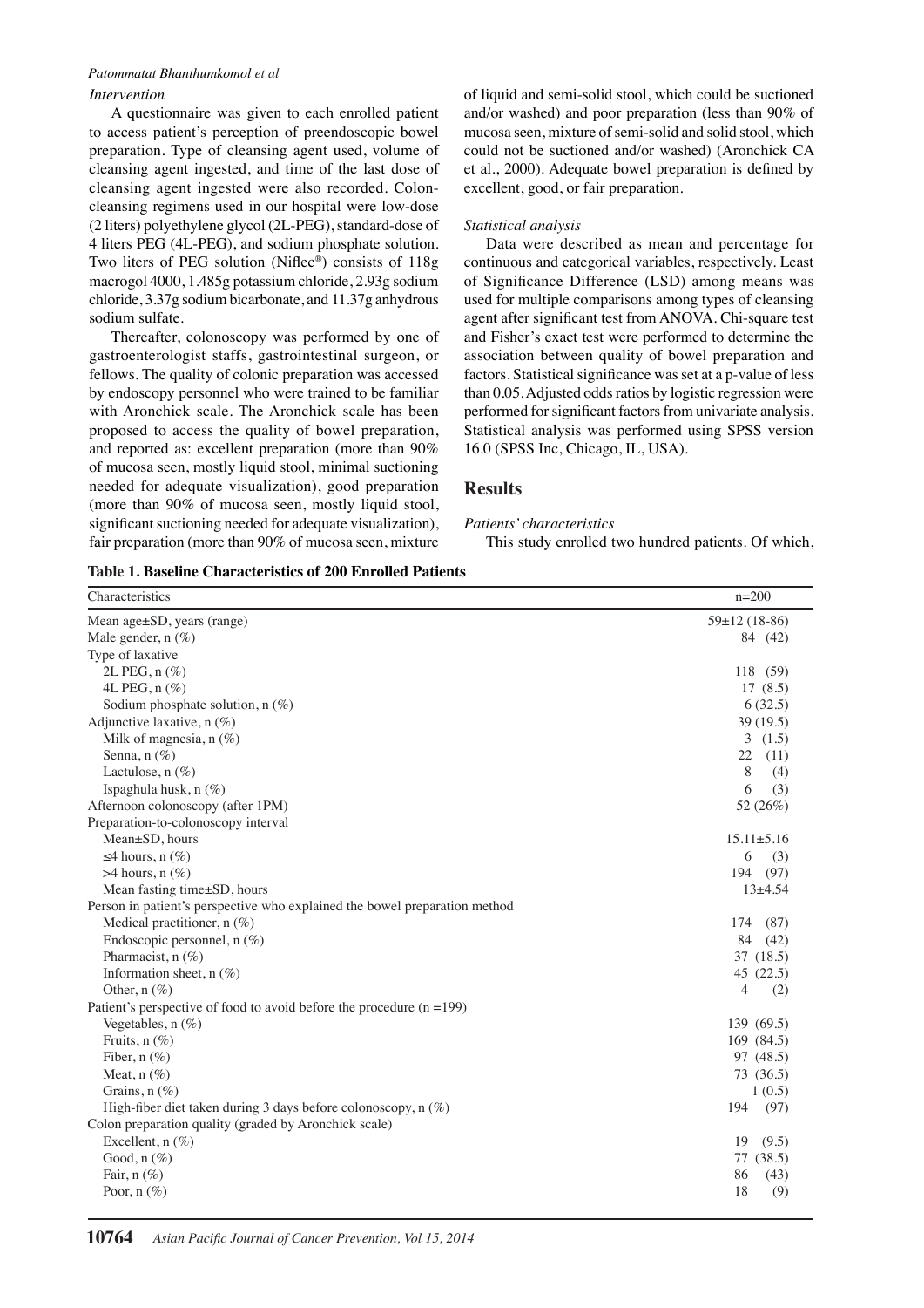### Intervention

A questionnaire was given to each enrolled patient to access patient's perception of preendoscopic bowel preparation. Type of cleansing agent used, volume of cleansing agent ingested, and time of the last dose of cleansing agent ingested were also recorded. Colon-cleansing regimens used in our hospital were low-dose (2 liters) polyethylene glycol (2L-PEG), standard-dose of 4 liters PEG (4L-PEG), and sodium phosphate solution. Two liters of PEG solution (Niflec®) consists of 118g macrogol 4000, 1.485g potassium chloride, 2.93g sodium chloride, 3.37g sodium bicarbonate, and 11.37g anhydrous sodium sulfate.

Thereafter, colonoscopy was performed by one of gastroenterologist staffs, gastrointestinal surgeon, or fellows. The quality of colonic preparation was accessed by endoscopy personnel who were trained to be familiar with Aronchick scale. The Aronchick scale has been proposed to access the quality of bowel preparation, and reported as: excellent preparation (more than 90% of mucosa seen, mostly liquid stool, minimal suctioning needed for adequate visualization), good preparation (more than 90% of mucosa seen, mostly liquid stool, significant suctioning needed for adequate visualization), fair preparation (more than 90% of mucosa seen, mixture of liquid and semi-solid stool, which could be suctioned and/or washed) and poor preparation (less than 90% of mucosa seen, mixture of semi-solid and solid stool, which could not be suctioned and/or washed) (Aronchick CA et al., 2000). Adequate bowel preparation is defined by excellent, good, or fair preparation.

### Statistical analysis

Data were described as mean and percentage for continuous and categorical variables, respectively. Least of Significance Difference (LSD) among means was used for multiple comparisons among types of cleansing agent after significant test from ANOVA. Chi-square test and Fisher's exact test were performed to determine the association between quality of bowel preparation and factors. Statistical significance was set at a p-value of less than 0.05. Adjusted odds ratios by logistic regression were performed for significant factors from univariate analysis. Statistical analysis was performed using SPSS version 16.0 (SPSS Inc, Chicago, IL, USA).

## Results

### Patients' characteristics

This study enrolled two hundred patients. Of which,

**Table 1. Baseline Characteristics of 200 Enrolled Patients**

| Characteristics | n=200 |
|---|---|
| Mean age±SD, years (range) | 59±12 (18-86) |
| Male gender, n (%) | 84 (42) |
| Type of laxative | |
| 2L PEG, n (%) | 118 (59) |
| 4L PEG, n (%) | 17 (8.5) |
| Sodium phosphate solution, n (%) | 6 (32.5) |
| Adjunctive laxative, n (%) | 39 (19.5) |
| Milk of magnesia, n (%) | 3 (1.5) |
| Senna, n (%) | 22 (11) |
| Lactulose, n (%) | 8 (4) |
| Ispaghula husk, n (%) | 6 (3) |
| Afternoon colonoscopy (after 1PM) | 52 (26%) |
| Preparation-to-colonoscopy interval | |
| Mean±SD, hours | 15.11±5.16 |
| ≤4 hours, n (%) | 6 (3) |
| >4 hours, n (%) | 194 (97) |
| Mean fasting time±SD, hours | 13±4.54 |
| Person in patient's perspective who explained the bowel preparation method | |
| Medical practitioner, n (%) | 174 (87) |
| Endoscopic personnel, n (%) | 84 (42) |
| Pharmacist, n (%) | 37 (18.5) |
| Information sheet, n (%) | 45 (22.5) |
| Other, n (%) | 4 (2) |
| Patient's perspective of food to avoid before the procedure (n =199) | |
| Vegetables, n (%) | 139 (69.5) |
| Fruits, n (%) | 169 (84.5) |
| Fiber, n (%) | 97 (48.5) |
| Meat, n (%) | 73 (36.5) |
| Grains, n (%) | 1 (0.5) |
| High-fiber diet taken during 3 days before colonoscopy, n (%) | 194 (97) |
| Colon preparation quality (graded by Aronchick scale) | |
| Excellent, n (%) | 19 (9.5) |
| Good, n (%) | 77 (38.5) |
| Fair, n (%) | 86 (43) |
| Poor, n (%) | 18 (9) |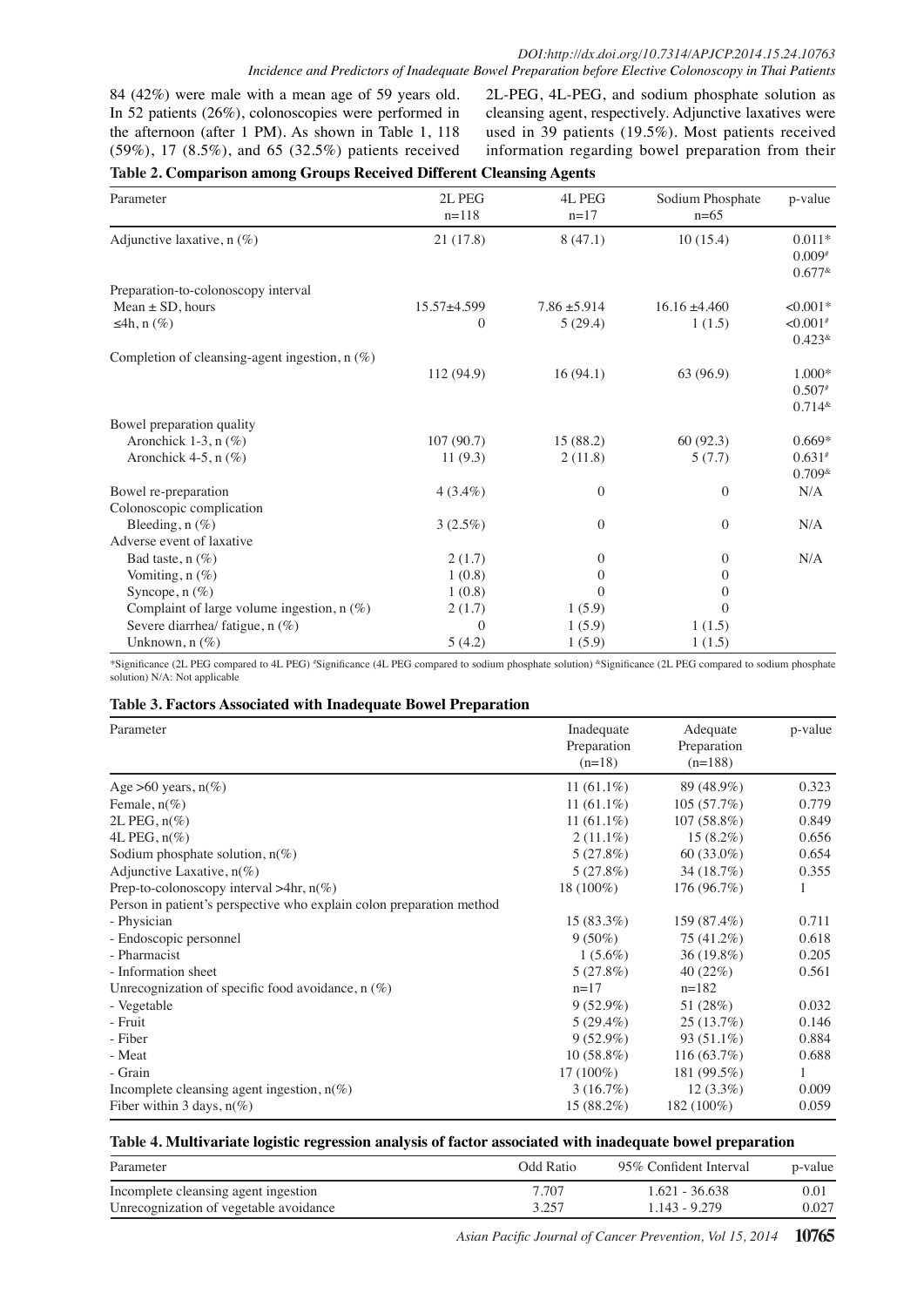84 (42%) were male with a mean age of 59 years old. In 52 patients (26%), colonoscopies were performed in the afternoon (after 1 PM). As shown in Table 1, 118 (59%), 17 (8.5%), and 65 (32.5%) patients received 2L-PEG, 4L-PEG, and sodium phosphate solution as cleansing agent, respectively. Adjunctive laxatives were used in 39 patients (19.5%). Most patients received information regarding bowel preparation from their

**Table 2. Comparison among Groups Received Different Cleansing Agents**

| Parameter | 2L PEG n=118 | 4L PEG n=17 | Sodium Phosphate n=65 | p-value |
|---|---|---|---|---|
| Adjunctive laxative, n (%) | 21 (17.8) | 8 (47.1) | 10 (15.4) | 0.011* 0.009# 0.677& |
| Preparation-to-colonoscopy interval | | | | |
| Mean ± SD, hours | 15.57±4.599 | 7.86 ±5.914 | 16.16 ±4.460 | <0.001* |
| ≤4h, n (%) | 0 | 5 (29.4) | 1 (1.5) | <0.001# 0.423& |
| Completion of cleansing-agent ingestion, n (%) | 112 (94.9) | 16 (94.1) | 63 (96.9) | 1.000* 0.507# 0.714& |
| Bowel preparation quality | | | | |
| Aronchick 1-3, n (%) | 107 (90.7) | 15 (88.2) | 60 (92.3) | 0.669* |
| Aronchick 4-5, n (%) | 11 (9.3) | 2 (11.8) | 5 (7.7) | 0.631# 0.709& |
| Bowel re-preparation | 4 (3.4%) | 0 | 0 | N/A |
| Colonoscopic complication | | | | |
| Bleeding, n (%) | 3 (2.5%) | 0 | 0 | N/A |
| Adverse event of laxative | | | | |
| Bad taste, n (%) | 2 (1.7) | 0 | 0 | N/A |
| Vomiting, n (%) | 1 (0.8) | 0 | 0 | |
| Syncope, n (%) | 1 (0.8) | 0 | 0 | |
| Complaint of large volume ingestion, n (%) | 2 (1.7) | 1 (5.9) | 0 | |
| Severe diarrhea/ fatigue, n (%) | 0 | 1 (5.9) | 1 (1.5) | |
| Unknown, n (%) | 5 (4.2) | 1 (5.9) | 1 (1.5) | |

*Significance (2L PEG compared to 4L PEG) #Significance (4L PEG compared to sodium phosphate solution) &Significance (2L PEG compared to sodium phosphate solution) N/A: Not applicable

**Table 3. Factors Associated with Inadequate Bowel Preparation**

| Parameter | Inadequate Preparation (n=18) | Adequate Preparation (n=188) | p-value |
|---|---|---|---|
| Age >60 years, n(%) | 11 (61.1%) | 89 (48.9%) | 0.323 |
| Female, n(%) | 11 (61.1%) | 105 (57.7%) | 0.779 |
| 2L PEG, n(%) | 11 (61.1%) | 107 (58.8%) | 0.849 |
| 4L PEG, n(%) | 2 (11.1%) | 15 (8.2%) | 0.656 |
| Sodium phosphate solution, n(%) | 5 (27.8%) | 60 (33.0%) | 0.654 |
| Adjunctive Laxative, n(%) | 5 (27.8%) | 34 (18.7%) | 0.355 |
| Prep-to-colonoscopy interval >4hr, n(%) | 18 (100%) | 176 (96.7%) | 1 |
| Person in patient's perspective who explain colon preparation method | | | |
| - Physician | 15 (83.3%) | 159 (87.4%) | 0.711 |
| - Endoscopic personnel | 9 (50%) | 75 (41.2%) | 0.618 |
| - Pharmacist | 1 (5.6%) | 36 (19.8%) | 0.205 |
| - Information sheet | 5 (27.8%) | 40 (22%) | 0.561 |
| Unrecognization of specific food avoidance, n (%) | n=17 | n=182 | |
| - Vegetable | 9 (52.9%) | 51 (28%) | 0.032 |
| - Fruit | 5 (29.4%) | 25 (13.7%) | 0.146 |
| - Fiber | 9 (52.9%) | 93 (51.1%) | 0.884 |
| - Meat | 10 (58.8%) | 116 (63.7%) | 0.688 |
| - Grain | 17 (100%) | 181 (99.5%) | 1 |
| Incomplete cleansing agent ingestion, n(%) | 3 (16.7%) | 12 (3.3%) | 0.009 |
| Fiber within 3 days, n(%) | 15 (88.2%) | 182 (100%) | 0.059 |

**Table 4. Multivariate logistic regression analysis of factor associated with inadequate bowel preparation**

| Parameter | Odd Ratio | 95% Confident Interval | p-value |
|---|---|---|---|
| Incomplete cleansing agent ingestion | 7.707 | 1.621 - 36.638 | 0.01 |
| Unrecognization of vegetable avoidance | 3.257 | 1.143 - 9.279 | 0.027 |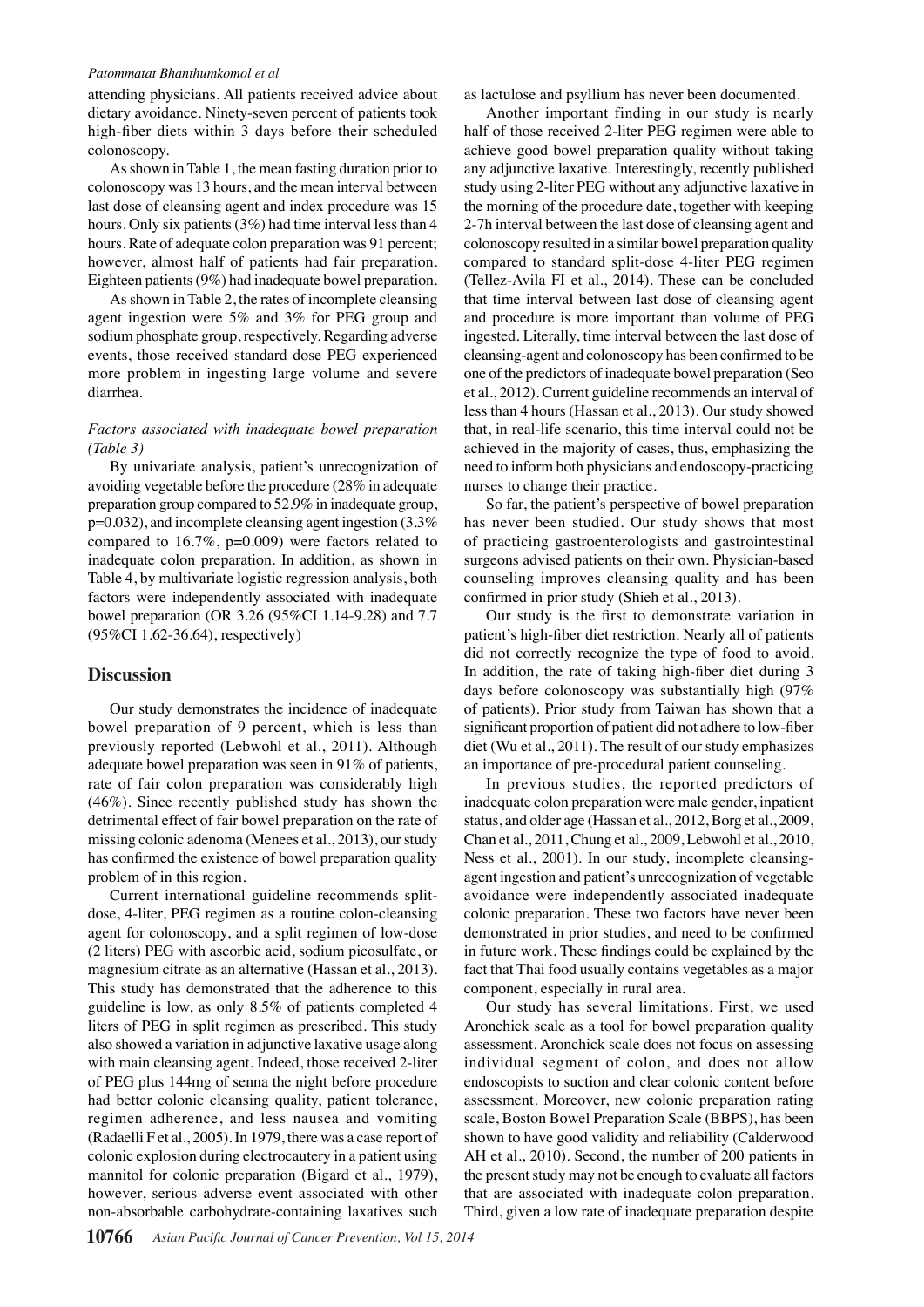attending physicians. All patients received advice about dietary avoidance. Ninety-seven percent of patients took high-fiber diets within 3 days before their scheduled colonoscopy.

As shown in Table 1, the mean fasting duration prior to colonoscopy was 13 hours, and the mean interval between last dose of cleansing agent and index procedure was 15 hours. Only six patients (3%) had time interval less than 4 hours. Rate of adequate colon preparation was 91 percent; however, almost half of patients had fair preparation. Eighteen patients (9%) had inadequate bowel preparation.

As shown in Table 2, the rates of incomplete cleansing agent ingestion were 5% and 3% for PEG group and sodium phosphate group, respectively. Regarding adverse events, those received standard dose PEG experienced more problem in ingesting large volume and severe diarrhea.

*Factors associated with inadequate bowel preparation (Table 3)*

By univariate analysis, patient's unrecognization of avoiding vegetable before the procedure (28% in adequate preparation group compared to 52.9% in inadequate group, p=0.032), and incomplete cleansing agent ingestion (3.3% compared to 16.7%, p=0.009) were factors related to inadequate colon preparation. In addition, as shown in Table 4, by multivariate logistic regression analysis, both factors were independently associated with inadequate bowel preparation (OR 3.26 (95%CI 1.14-9.28) and 7.7 (95%CI 1.62-36.64), respectively)

## Discussion

Our study demonstrates the incidence of inadequate bowel preparation of 9 percent, which is less than previously reported (Lebwohl et al., 2011). Although adequate bowel preparation was seen in 91% of patients, rate of fair colon preparation was considerably high (46%). Since recently published study has shown the detrimental effect of fair bowel preparation on the rate of missing colonic adenoma (Menees et al., 2013), our study has confirmed the existence of bowel preparation quality problem of in this region.

Current international guideline recommends split-dose, 4-liter, PEG regimen as a routine colon-cleansing agent for colonoscopy, and a split regimen of low-dose (2 liters) PEG with ascorbic acid, sodium picosulfate, or magnesium citrate as an alternative (Hassan et al., 2013). This study has demonstrated that the adherence to this guideline is low, as only 8.5% of patients completed 4 liters of PEG in split regimen as prescribed. This study also showed a variation in adjunctive laxative usage along with main cleansing agent. Indeed, those received 2-liter of PEG plus 144mg of senna the night before procedure had better colonic cleansing quality, patient tolerance, regimen adherence, and less nausea and vomiting (Radaelli F et al., 2005). In 1979, there was a case report of colonic explosion during electrocautery in a patient using mannitol for colonic preparation (Bigard et al., 1979), however, serious adverse event associated with other non-absorbable carbohydrate-containing laxatives such as lactulose and psyllium has never been documented.

Another important finding in our study is nearly half of those received 2-liter PEG regimen were able to achieve good bowel preparation quality without taking any adjunctive laxative. Interestingly, recently published study using 2-liter PEG without any adjunctive laxative in the morning of the procedure date, together with keeping 2-7h interval between the last dose of cleansing agent and colonoscopy resulted in a similar bowel preparation quality compared to standard split-dose 4-liter PEG regimen (Tellez-Avila FI et al., 2014). These can be concluded that time interval between last dose of cleansing agent and procedure is more important than volume of PEG ingested. Literally, time interval between the last dose of cleansing-agent and colonoscopy has been confirmed to be one of the predictors of inadequate bowel preparation (Seo et al., 2012). Current guideline recommends an interval of less than 4 hours (Hassan et al., 2013). Our study showed that, in real-life scenario, this time interval could not be achieved in the majority of cases, thus, emphasizing the need to inform both physicians and endoscopy-practicing nurses to change their practice.

So far, the patient's perspective of bowel preparation has never been studied. Our study shows that most of practicing gastroenterologists and gastrointestinal surgeons advised patients on their own. Physician-based counseling improves cleansing quality and has been confirmed in prior study (Shieh et al., 2013).

Our study is the first to demonstrate variation in patient's high-fiber diet restriction. Nearly all of patients did not correctly recognize the type of food to avoid. In addition, the rate of taking high-fiber diet during 3 days before colonoscopy was substantially high (97% of patients). Prior study from Taiwan has shown that a significant proportion of patient did not adhere to low-fiber diet (Wu et al., 2011). The result of our study emphasizes an importance of pre-procedural patient counseling.

In previous studies, the reported predictors of inadequate colon preparation were male gender, inpatient status, and older age (Hassan et al., 2012, Borg et al., 2009, Chan et al., 2011, Chung et al., 2009, Lebwohl et al., 2010, Ness et al., 2001). In our study, incomplete cleansing-agent ingestion and patient's unrecognization of vegetable avoidance were independently associated inadequate colonic preparation. These two factors have never been demonstrated in prior studies, and need to be confirmed in future work. These findings could be explained by the fact that Thai food usually contains vegetables as a major component, especially in rural area.

Our study has several limitations. First, we used Aronchick scale as a tool for bowel preparation quality assessment. Aronchick scale does not focus on assessing individual segment of colon, and does not allow endoscopists to suction and clear colonic content before assessment. Moreover, new colonic preparation rating scale, Boston Bowel Preparation Scale (BBPS), has been shown to have good validity and reliability (Calderwood AH et al., 2010). Second, the number of 200 patients in the present study may not be enough to evaluate all factors that are associated with inadequate colon preparation. Third, given a low rate of inadequate preparation despite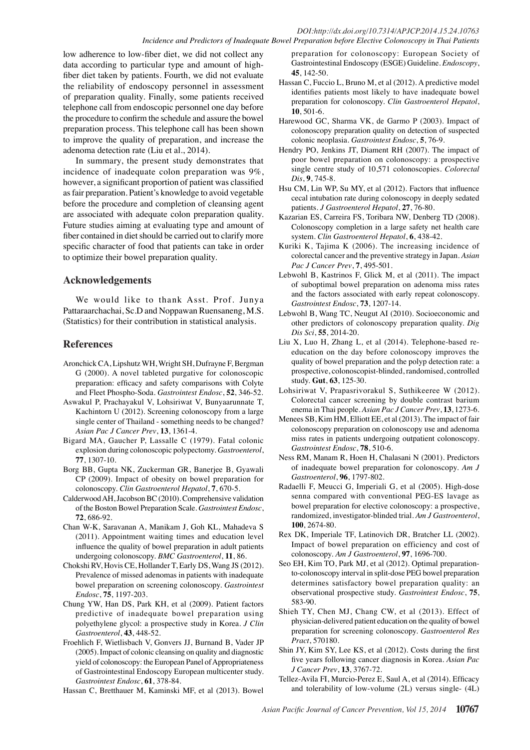low adherence to low-fiber diet, we did not collect any data according to particular type and amount of high-fiber diet taken by patients. Fourth, we did not evaluate the reliability of endoscopy personnel in assessment of preparation quality. Finally, some patients received telephone call from endoscopic personnel one day before the procedure to confirm the schedule and assure the bowel preparation process. This telephone call has been shown to improve the quality of preparation, and increase the adenoma detection rate (Liu et al., 2014).

In summary, the present study demonstrates that incidence of inadequate colon preparation was 9%, however, a significant proportion of patient was classified as fair preparation. Patient's knowledge to avoid vegetable before the procedure and completion of cleansing agent are associated with adequate colon preparation quality. Future studies aiming at evaluating type and amount of fiber contained in diet should be carried out to clarify more specific character of food that patients can take in order to optimize their bowel preparation quality.

## Acknowledgements

We would like to thank Asst. Prof. Junya Pattaraarchachai, Sc.D and Noppawan Ruensaneng, M.S. (Statistics) for their contribution in statistical analysis.

## References

Aronchick CA, Lipshutz WH, Wright SH, Dufrayne F, Bergman G (2000). A novel tableted purgative for colonoscopic preparation: efficacy and safety comparisons with Colyte and Fleet Phospho-Soda. *Gastrointest Endosc*, **52**, 346-52.

Aswakul P, Prachayakul V, Lohsiriwat V, Bunyaarunnate T, Kachintorn U (2012). Screening colonoscopy from a large single center of Thailand - something needs to be changed? *Asian Pac J Cancer Prev*, **13**, 1361-4.

Bigard MA, Gaucher P, Lassalle C (1979). Fatal colonic explosion during colonoscopic polypectomy. *Gastroenterol*, **77**, 1307-10.

Borg BB, Gupta NK, Zuckerman GR, Banerjee B, Gyawali CP (2009). Impact of obesity on bowel preparation for colonoscopy. *Clin Gastroenterol Hepatol*, **7**, 670-5.

Calderwood AH, Jacobson BC (2010). Comprehensive validation of the Boston Bowel Preparation Scale. *Gastrointest Endosc*, **72**, 686-92.

Chan W-K, Saravanan A, Manikam J, Goh KL, Mahadeva S (2011). Appointment waiting times and education level influence the quality of bowel preparation in adult patients undergoing colonoscopy. *BMC Gastroenterol*, **11**, 86.

Chokshi RV, Hovis CE, Hollander T, Early DS, Wang JS (2012). Prevalence of missed adenomas in patients with inadequate bowel preparation on screening colonoscopy. *Gastrointest Endosc*, **75**, 1197-203.

Chung YW, Han DS, Park KH, et al (2009). Patient factors predictive of inadequate bowel preparation using polyethylene glycol: a prospective study in Korea. *J Clin Gastroenterol*, **43**, 448-52.

Froehlich F, Wietlisbach V, Gonvers JJ, Burnand B, Vader JP (2005). Impact of colonic cleansing on quality and diagnostic yield of colonoscopy: the European Panel of Appropriateness of Gastrointestinal Endoscopy European multicenter study. *Gastrointest Endosc*, **61**, 378-84.

Hassan C, Bretthauer M, Kaminski MF, et al (2013). Bowel preparation for colonoscopy: European Society of Gastrointestinal Endoscopy (ESGE) Guideline. *Endoscopy*, **45**, 142-50.

Hassan C, Fuccio L, Bruno M, et al (2012). A predictive model identifies patients most likely to have inadequate bowel preparation for colonoscopy. *Clin Gastroenterol Hepatol*, **10**, 501-6.

Harewood GC, Sharma VK, de Garmo P (2003). Impact of colonoscopy preparation quality on detection of suspected colonic neoplasia. *Gastrointest Endosc*, **5**, 76-9.

Hendry PO, Jenkins JT, Diament RH (2007). The impact of poor bowel preparation on colonoscopy: a prospective single centre study of 10,571 colonoscopies. *Colorectal Dis*, **9**, 745-8.

Hsu CM, Lin WP, Su MY, et al (2012). Factors that influence cecal intubation rate during colonoscopy in deeply sedated patients. *J Gastroenterol Hepatol*, **27**, 76-80.

Kazarian ES, Carreira FS, Toribara NW, Denberg TD (2008). Colonoscopy completion in a large safety net health care system. *Clin Gastroenterol Hepatol*, **6**, 438-42.

Kuriki K, Tajima K (2006). The increasing incidence of colorectal cancer and the preventive strategy in Japan. *Asian Pac J Cancer Prev*, **7**, 495-501.

Lebwohl B, Kastrinos F, Glick M, et al (2011). The impact of suboptimal bowel preparation on adenoma miss rates and the factors associated with early repeat colonoscopy. *Gastrointest Endosc*, **73**, 1207-14.

Lebwohl B, Wang TC, Neugut AI (2010). Socioeconomic and other predictors of colonoscopy preparation quality. *Dig Dis Sci*, **55**, 2014-20.

Liu X, Luo H, Zhang L, et al (2014). Telephone-based re-education on the day before colonoscopy improves the quality of bowel preparation and the polyp detection rate: a prospective, colonoscopist-blinded, randomised, controlled study. **Gut**, **63**, 125-30.

Lohsiriwat V, Prapasrivorakul S, Suthikeeree W (2012). Colorectal cancer screening by double contrast barium enema in Thai people. *Asian Pac J Cancer Prev*, **13**, 1273-6.

Menees SB, Kim HM, Elliott EE, et al (2013). The impact of fair colonoscopy preparation on colonoscopy use and adenoma miss rates in patients undergoing outpatient colonoscopy. *Gastrointest Endosc*, **78**, 510-6.

Ness RM, Manam R, Hoen H, Chalasani N (2001). Predictors of inadequate bowel preparation for colonoscopy. *Am J Gastroenterol*, **96**, 1797-802.

Radaelli F, Meucci G, Imperiali G, et al (2005). High-dose senna compared with conventional PEG-ES lavage as bowel preparation for elective colonoscopy: a prospective, randomized, investigator-blinded trial. *Am J Gastroenterol*, **100**, 2674-80.

Rex DK, Imperiale TF, Latinovich DR, Bratcher LL (2002). Impact of bowel preparation on efficiency and cost of colonoscopy. *Am J Gastroenterol*, **97**, 1696-700.

Seo EH, Kim TO, Park MJ, et al (2012). Optimal preparation-to-colonoscopy interval in split-dose PEG bowel preparation determines satisfactory bowel preparation quality: an observational prospective study. *Gastrointest Endosc*, **75**, 583-90.

Shieh TY, Chen MJ, Chang CW, et al (2013). Effect of physician-delivered patient education on the quality of bowel preparation for screening colonoscopy. *Gastroenterol Res Pract*, 570180.

Shin JY, Kim SY, Lee KS, et al (2012). Costs during the first five years following cancer diagnosis in Korea. *Asian Pac J Cancer Prev*, **13**, 3767-72.

Tellez-Avila FI, Murcio-Perez E, Saul A, et al (2014). Efficacy and tolerability of low-volume (2L) versus single- (4L)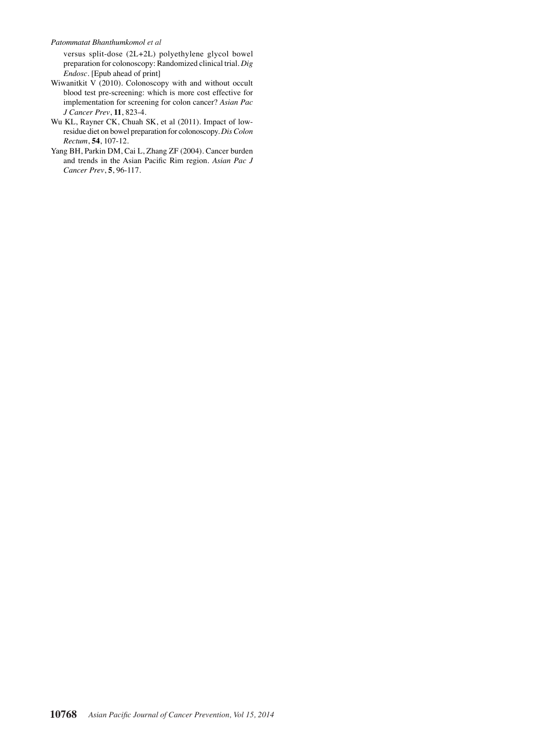versus split-dose (2L+2L) polyethylene glycol bowel preparation for colonoscopy: Randomized clinical trial. *Dig Endosc*. [Epub ahead of print]

Wiwanitkit V (2010). Colonoscopy with and without occult blood test pre-screening: which is more cost effective for implementation for screening for colon cancer? *Asian Pac J Cancer Prev*, **11**, 823-4.

Wu KL, Rayner CK, Chuah SK, et al (2011). Impact of low-residue diet on bowel preparation for colonoscopy. *Dis Colon Rectum*, **54**, 107-12.

Yang BH, Parkin DM, Cai L, Zhang ZF (2004). Cancer burden and trends in the Asian Pacific Rim region. *Asian Pac J Cancer Prev*, **5**, 96-117.